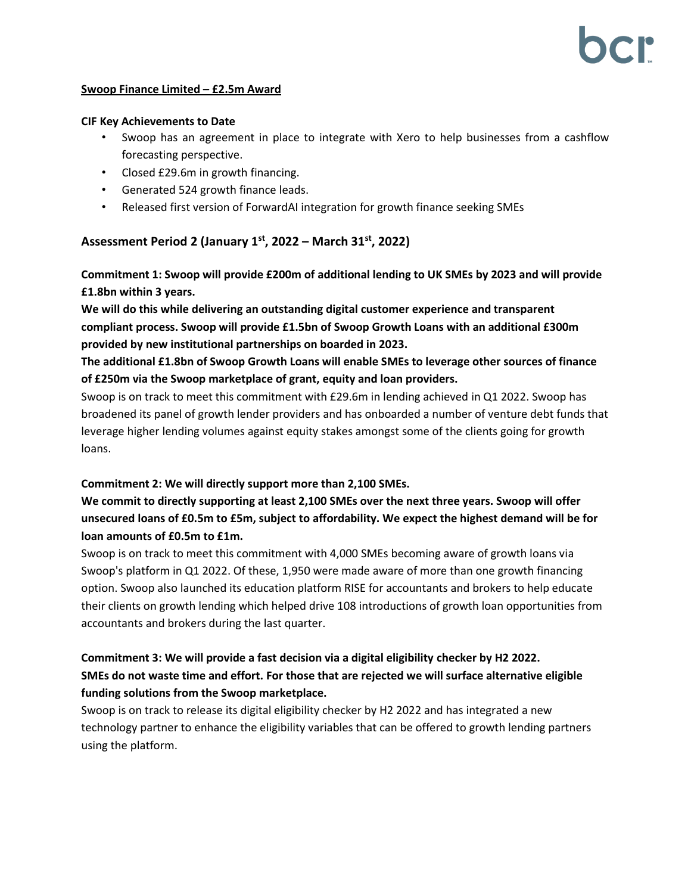**Swoop Finance Limited – £2.5m Award**

**CIF Key Achievements to Date**

- Swoop has an agreement in place to integrate with Xero to help businesses from a cashflow forecasting perspective.
- Closed £29.6m in growth financing.
- Generated 524 growth finance leads.
- Released first version of ForwardAI integration for growth finance seeking SMEs

## Assessment Period 2 (January 1st, 2022 – March 31st, 2022)

**Commitment 1: Swoop will provide £200m of additional lending to UK SMEs by 2023 and will provide £1.8bn within 3 years.**

**We will do this while delivering an outstanding digital customer experience and transparent compliant process. Swoop will provide £1.5bn of Swoop Growth Loans with an additional £300m provided by new institutional partnerships on boarded in 2023.**

**The additional £1.8bn of Swoop Growth Loans will enable SMEs to leverage other sources of finance of £250m via the Swoop marketplace of grant, equity and loan providers.**

Swoop is on track to meet this commitment with £29.6m in lending achieved in Q1 2022. Swoop has broadened its panel of growth lender providers and has onboarded a number of venture debt funds that leverage higher lending volumes against equity stakes amongst some of the clients going for growth loans.

**Commitment 2: We will directly support more than 2,100 SMEs.**

**We commit to directly supporting at least 2,100 SMEs over the next three years. Swoop will offer unsecured loans of £0.5m to £5m, subject to affordability. We expect the highest demand will be for loan amounts of £0.5m to £1m.**

Swoop is on track to meet this commitment with 4,000 SMEs becoming aware of growth loans via Swoop's platform in Q1 2022. Of these, 1,950 were made aware of more than one growth financing option. Swoop also launched its education platform RISE for accountants and brokers to help educate their clients on growth lending which helped drive 108 introductions of growth loan opportunities from accountants and brokers during the last quarter.

**Commitment 3: We will provide a fast decision via a digital eligibility checker by H2 2022.**

**SMEs do not waste time and effort. For those that are rejected we will surface alternative eligible funding solutions from the Swoop marketplace.**

Swoop is on track to release its digital eligibility checker by H2 2022 and has integrated a new technology partner to enhance the eligibility variables that can be offered to growth lending partners using the platform.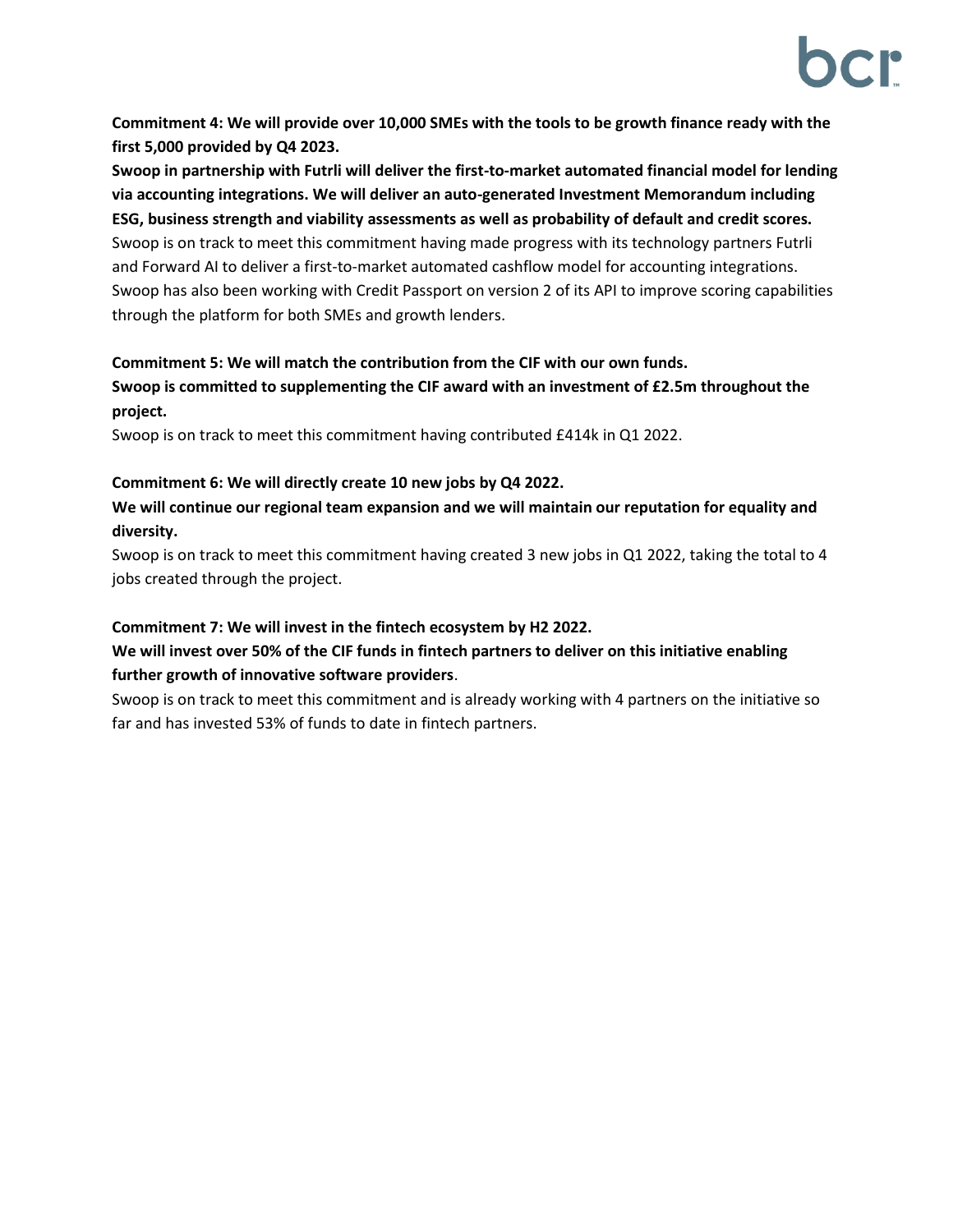**Commitment 4: We will provide over 10,000 SMEs with the tools to be growth finance ready with the first 5,000 provided by Q4 2023.**

**Swoop in partnership with Futrli will deliver the first-to-market automated financial model for lending via accounting integrations. We will deliver an auto-generated Investment Memorandum including ESG, business strength and viability assessments as well as probability of default and credit scores.**

Swoop is on track to meet this commitment having made progress with its technology partners Futrli and Forward AI to deliver a first-to-market automated cashflow model for accounting integrations. Swoop has also been working with Credit Passport on version 2 of its API to improve scoring capabilities through the platform for both SMEs and growth lenders.

**Commitment 5: We will match the contribution from the CIF with our own funds.**

**Swoop is committed to supplementing the CIF award with an investment of £2.5m throughout the project.**

Swoop is on track to meet this commitment having contributed £414k in Q1 2022.

**Commitment 6: We will directly create 10 new jobs by Q4 2022.**

**We will continue our regional team expansion and we will maintain our reputation for equality and diversity.**

Swoop is on track to meet this commitment having created 3 new jobs in Q1 2022, taking the total to 4 jobs created through the project.

**Commitment 7: We will invest in the fintech ecosystem by H2 2022.**

**We will invest over 50% of the CIF funds in fintech partners to deliver on this initiative enabling further growth of innovative software providers**.

Swoop is on track to meet this commitment and is already working with 4 partners on the initiative so far and has invested 53% of funds to date in fintech partners.